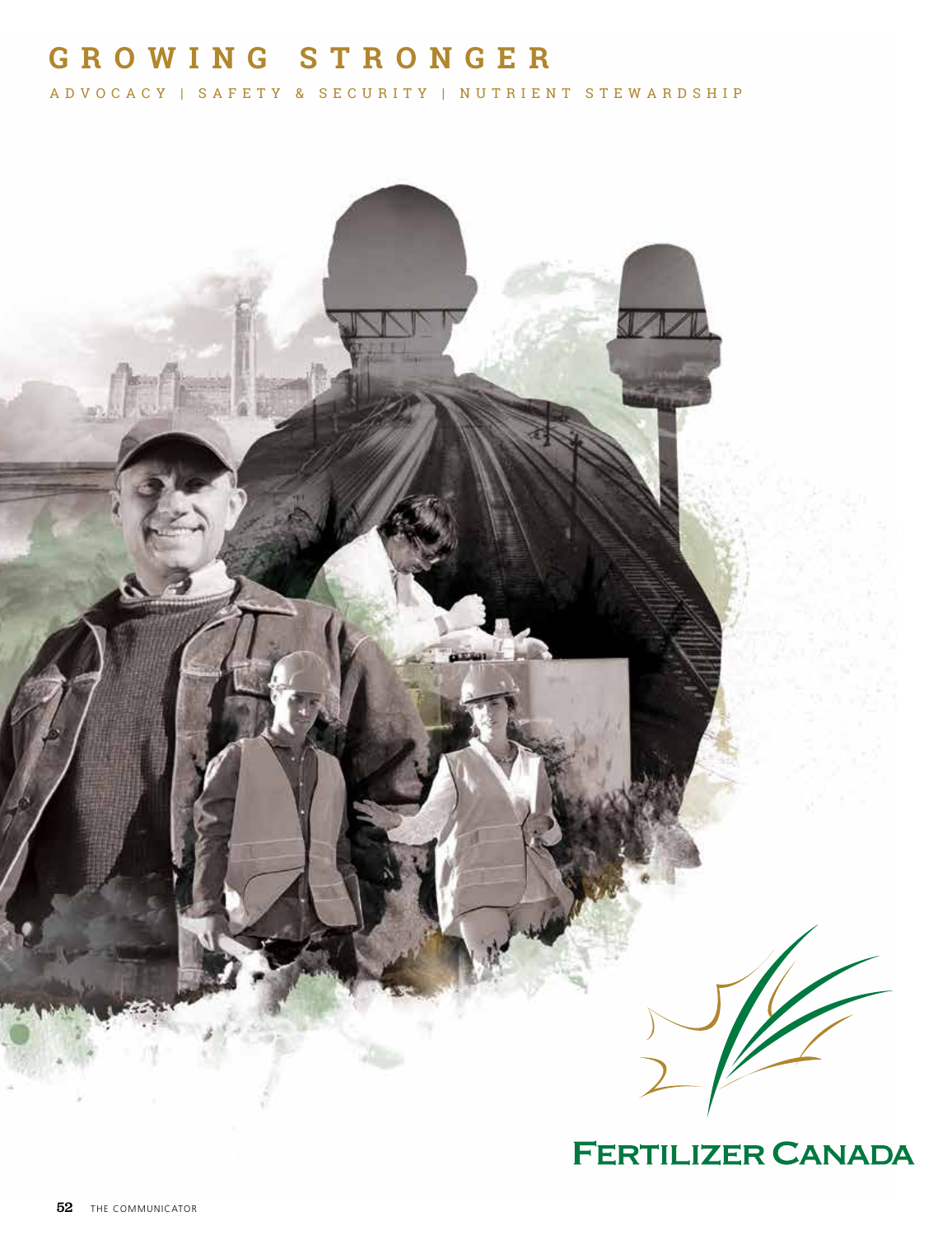# GROWING STRONGER

ADVOCACY | SAFETY & SECURITY | NUTRIENT STEWARDSHIP

FERTILIZER CANADA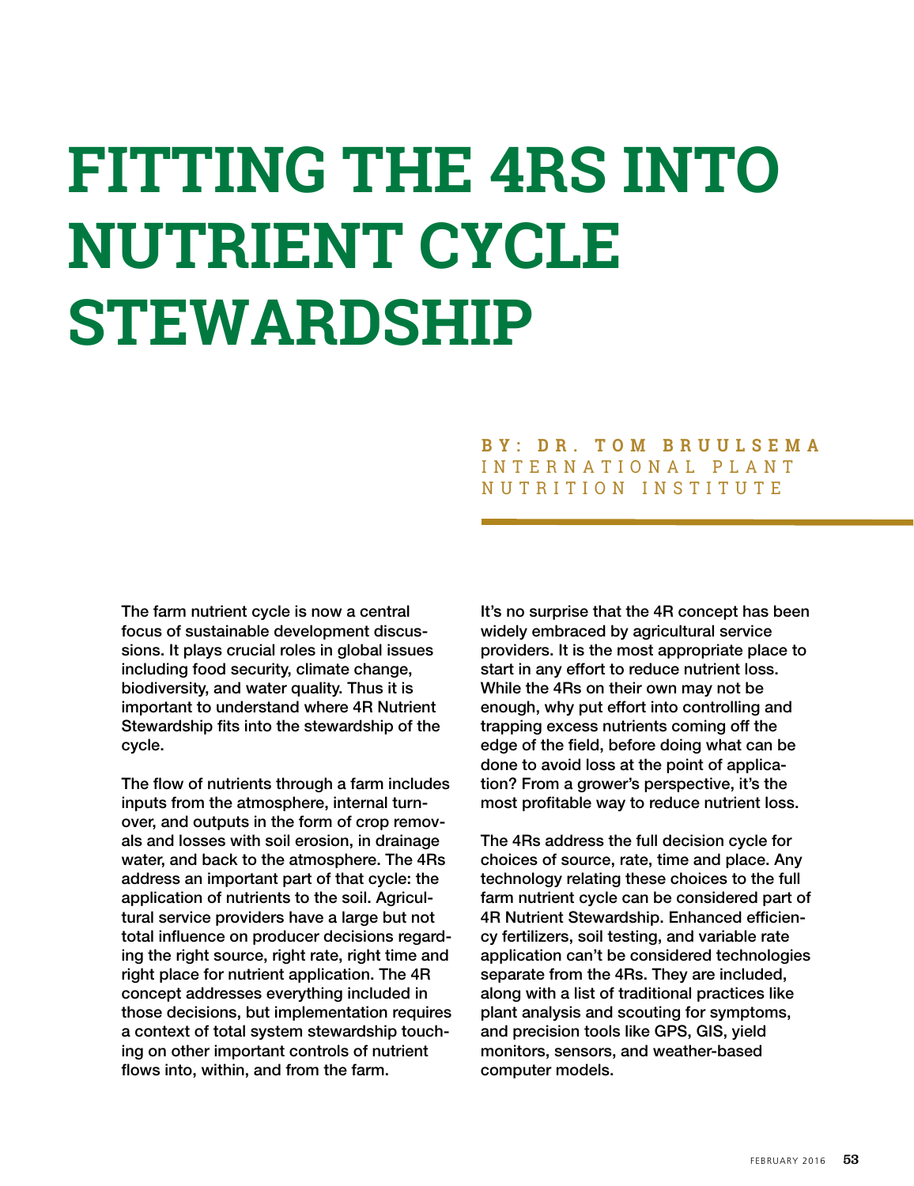# FITTING THE 4RS INTO NUTRIENT CYCLE STEWARDSHIP

**BY: DR. TOM BRUULSEMA**
INTERNATIONAL PLANT NUTRITION INSTITUTE

The farm nutrient cycle is now a central focus of sustainable development discussions. It plays crucial roles in global issues including food security, climate change, biodiversity, and water quality. Thus it is important to understand where 4R Nutrient Stewardship fits into the stewardship of the cycle.

The flow of nutrients through a farm includes inputs from the atmosphere, internal turnover, and outputs in the form of crop removals and losses with soil erosion, in drainage water, and back to the atmosphere. The 4Rs address an important part of that cycle: the application of nutrients to the soil. Agricultural service providers have a large but not total influence on producer decisions regarding the right source, right rate, right time and right place for nutrient application. The 4R concept addresses everything included in those decisions, but implementation requires a context of total system stewardship touching on other important controls of nutrient flows into, within, and from the farm.

It's no surprise that the 4R concept has been widely embraced by agricultural service providers. It is the most appropriate place to start in any effort to reduce nutrient loss. While the 4Rs on their own may not be enough, why put effort into controlling and trapping excess nutrients coming off the edge of the field, before doing what can be done to avoid loss at the point of application? From a grower's perspective, it's the most profitable way to reduce nutrient loss.

The 4Rs address the full decision cycle for choices of source, rate, time and place. Any technology relating these choices to the full farm nutrient cycle can be considered part of 4R Nutrient Stewardship. Enhanced efficiency fertilizers, soil testing, and variable rate application can't be considered technologies separate from the 4Rs. They are included, along with a list of traditional practices like plant analysis and scouting for symptoms, and precision tools like GPS, GIS, yield monitors, sensors, and weather-based computer models.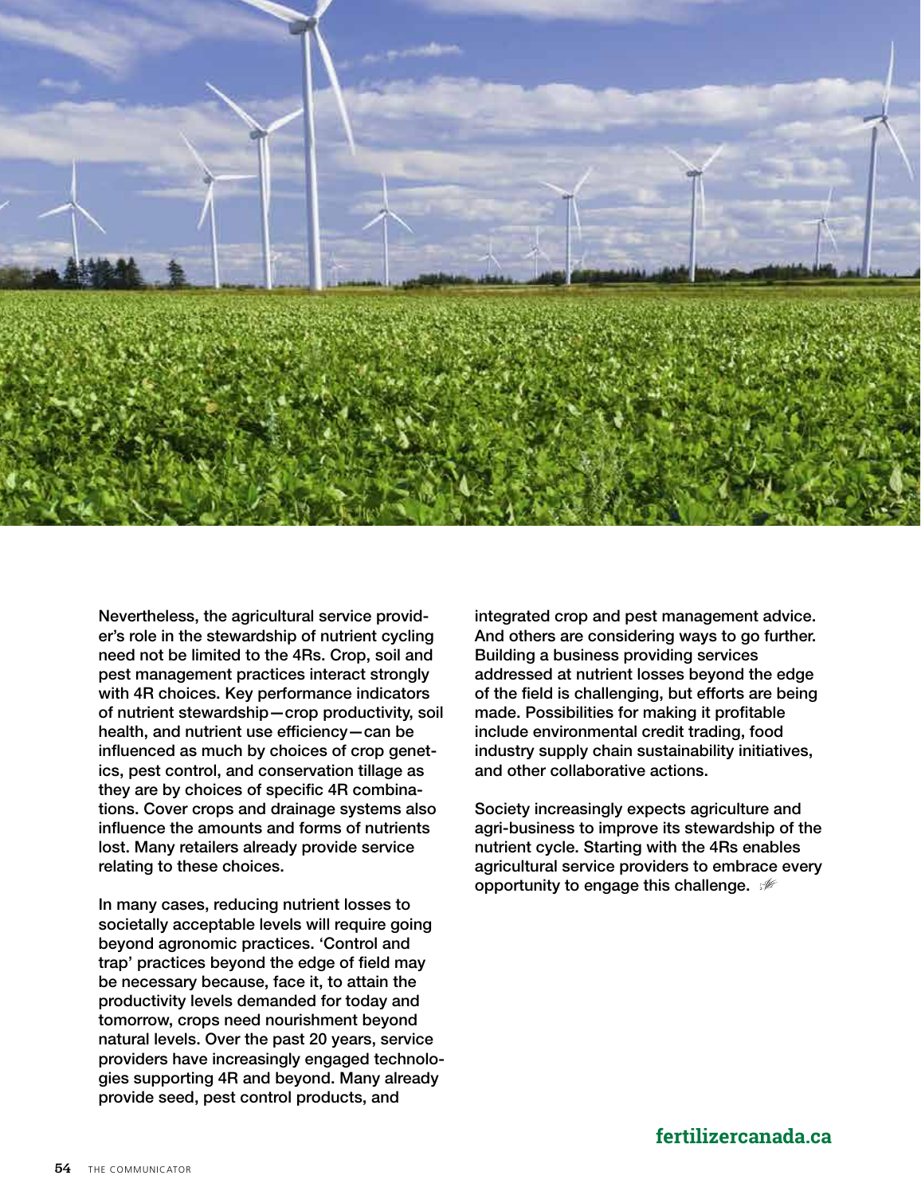Nevertheless, the agricultural service provider's role in the stewardship of nutrient cycling need not be limited to the 4Rs. Crop, soil and pest management practices interact strongly with 4R choices. Key performance indicators of nutrient stewardship—crop productivity, soil health, and nutrient use efficiency—can be influenced as much by choices of crop genetics, pest control, and conservation tillage as they are by choices of specific 4R combinations. Cover crops and drainage systems also influence the amounts and forms of nutrients lost. Many retailers already provide service relating to these choices.

In many cases, reducing nutrient losses to societally acceptable levels will require going beyond agronomic practices. 'Control and trap' practices beyond the edge of field may be necessary because, face it, to attain the productivity levels demanded for today and tomorrow, crops need nourishment beyond natural levels. Over the past 20 years, service providers have increasingly engaged technologies supporting 4R and beyond. Many already provide seed, pest control products, and integrated crop and pest management advice. And others are considering ways to go further. Building a business providing services addressed at nutrient losses beyond the edge of the field is challenging, but efforts are being made. Possibilities for making it profitable include environmental credit trading, food industry supply chain sustainability initiatives, and other collaborative actions.

Society increasingly expects agriculture and agri-business to improve its stewardship of the nutrient cycle. Starting with the 4Rs enables agricultural service providers to embrace every opportunity to engage this challenge.

**fertilizercanada.ca**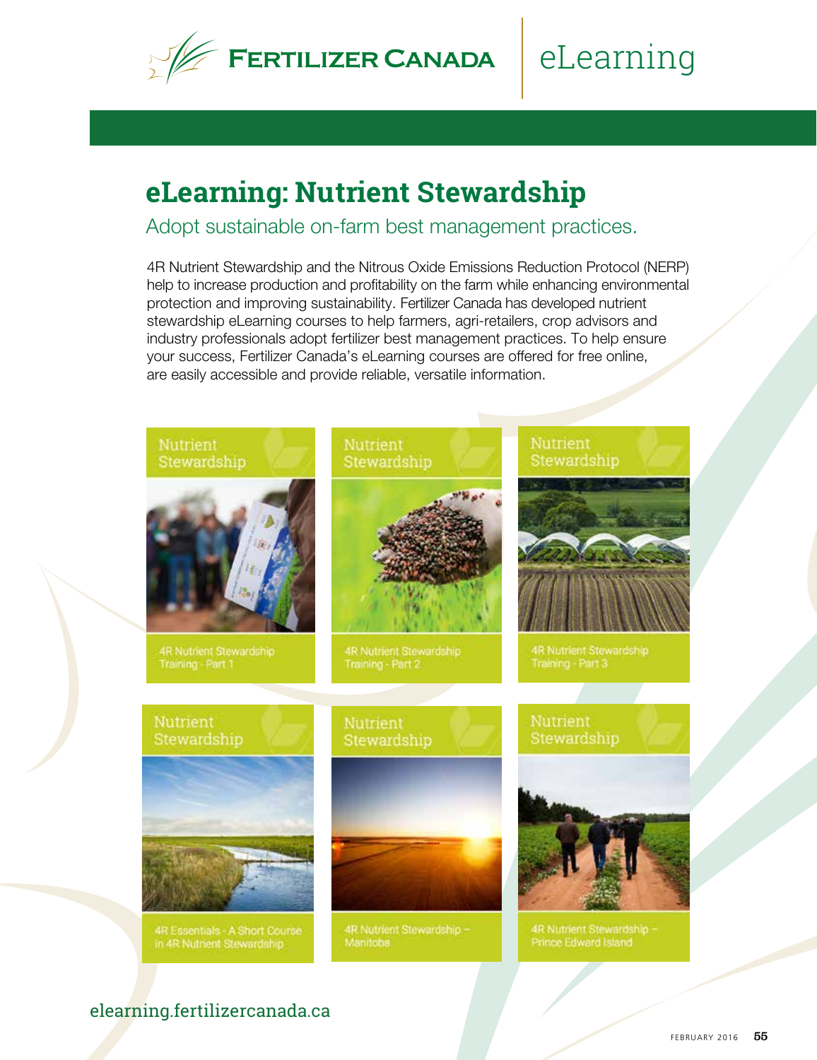Fertilizer Canada | eLearning

# eLearning: Nutrient Stewardship

## Adopt sustainable on-farm best management practices.

4R Nutrient Stewardship and the Nitrous Oxide Emissions Reduction Protocol (NERP) help to increase production and profitability on the farm while enhancing environmental protection and improving sustainability. Fertilizer Canada has developed nutrient stewardship eLearning courses to help farmers, agri-retailers, crop advisors and industry professionals adopt fertilizer best management practices. To help ensure your success, Fertilizer Canada's eLearning courses are offered for free online, are easily accessible and provide reliable, versatile information.

Nutrient Stewardship — 4R Nutrient Stewardship Training - Part 1

Nutrient Stewardship — 4R Nutrient Stewardship Training - Part 2

Nutrient Stewardship — 4R Nutrient Stewardship Training - Part 3

Nutrient Stewardship — 4R Essentials - A Short Course in 4R Nutrient Stewardship

Nutrient Stewardship — 4R Nutrient Stewardship – Manitoba

Nutrient Stewardship — 4R Nutrient Stewardship – Prince Edward Island

elearning.fertilizercanada.ca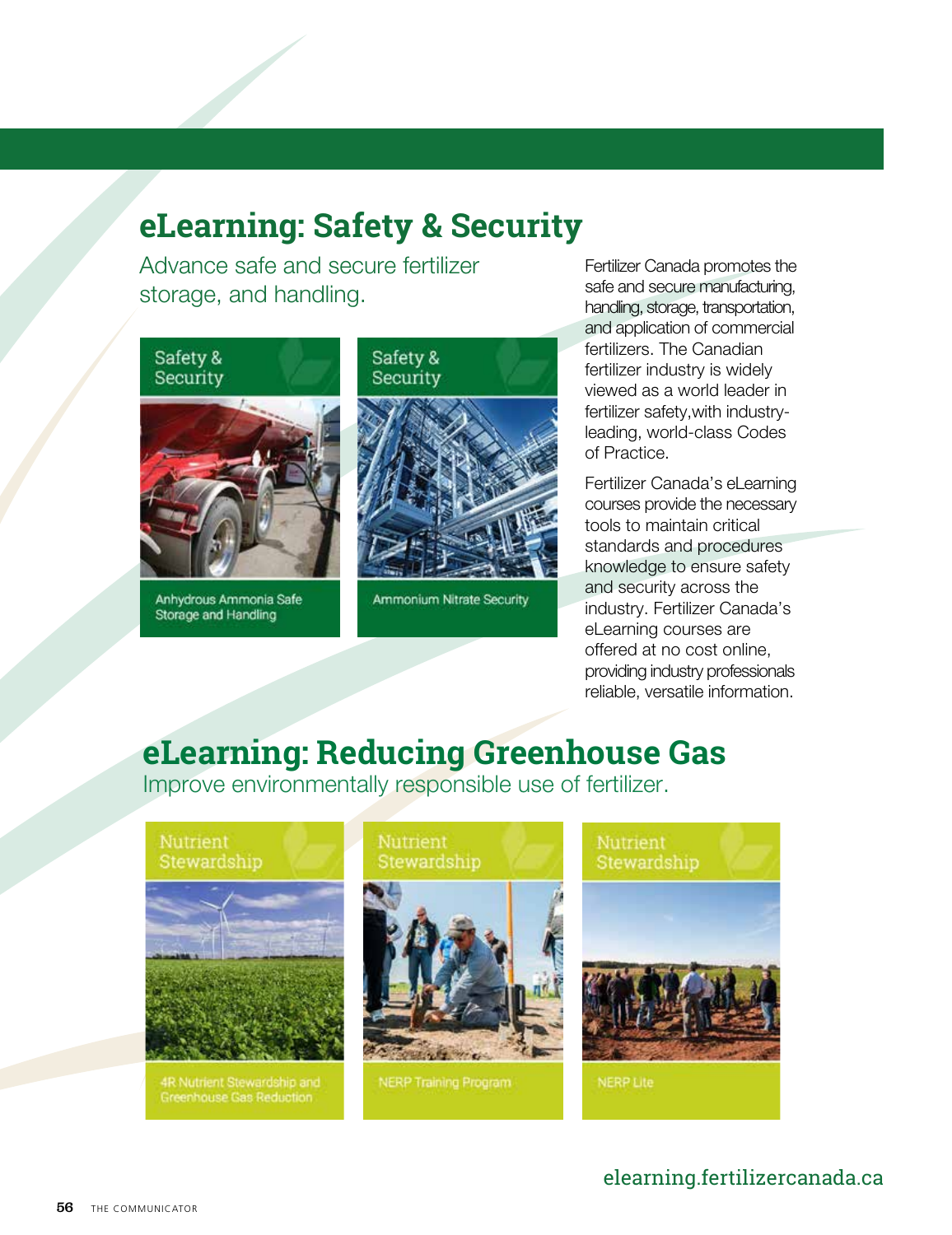## eLearning: Safety & Security

Advance safe and secure fertilizer storage, and handling.

Safety & Security

Anhydrous Ammonia Safe Storage and Handling

Safety & Security

Ammonium Nitrate Security

Fertilizer Canada promotes the safe and secure manufacturing, handling, storage, transportation, and application of commercial fertilizers. The Canadian fertilizer industry is widely viewed as a world leader in fertilizer safety,with industry-leading, world-class Codes of Practice.

Fertilizer Canada's eLearning courses provide the necessary tools to maintain critical standards and procedures knowledge to ensure safety and security across the industry. Fertilizer Canada's eLearning courses are offered at no cost online, providing industry professionals reliable, versatile information.

## eLearning: Reducing Greenhouse Gas

Improve environmentally responsible use of fertilizer.

Nutrient Stewardship

4R Nutrient Stewardship and Greenhouse Gas Reduction

Nutrient Stewardship

NERP Training Program

Nutrient Stewardship

NERP Lite

elearning.fertilizercanada.ca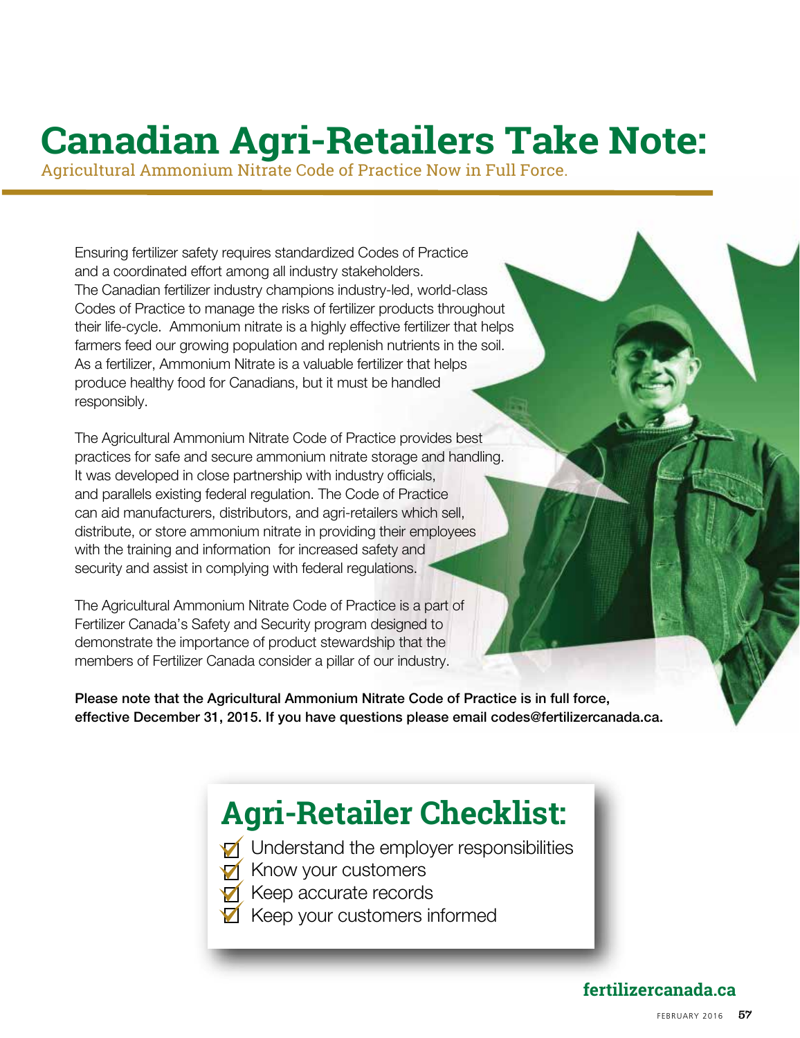# Canadian Agri-Retailers Take Note:

Agricultural Ammonium Nitrate Code of Practice Now in Full Force.

Ensuring fertilizer safety requires standardized Codes of Practice and a coordinated effort among all industry stakeholders. The Canadian fertilizer industry champions industry-led, world-class Codes of Practice to manage the risks of fertilizer products throughout their life-cycle. Ammonium nitrate is a highly effective fertilizer that helps farmers feed our growing population and replenish nutrients in the soil. As a fertilizer, Ammonium Nitrate is a valuable fertilizer that helps produce healthy food for Canadians, but it must be handled responsibly.

The Agricultural Ammonium Nitrate Code of Practice provides best practices for safe and secure ammonium nitrate storage and handling. It was developed in close partnership with industry officials, and parallels existing federal regulation. The Code of Practice can aid manufacturers, distributors, and agri-retailers which sell, distribute, or store ammonium nitrate in providing their employees with the training and information for increased safety and security and assist in complying with federal regulations.

The Agricultural Ammonium Nitrate Code of Practice is a part of Fertilizer Canada's Safety and Security program designed to demonstrate the importance of product stewardship that the members of Fertilizer Canada consider a pillar of our industry.

**Please note that the Agricultural Ammonium Nitrate Code of Practice is in full force, effective December 31, 2015. If you have questions please email codes@fertilizercanada.ca.**

## Agri-Retailer Checklist:

- ☑ Understand the employer responsibilities
- ☑ Know your customers
- ☑ Keep accurate records
- ☑ Keep your customers informed

**fertilizercanada.ca**